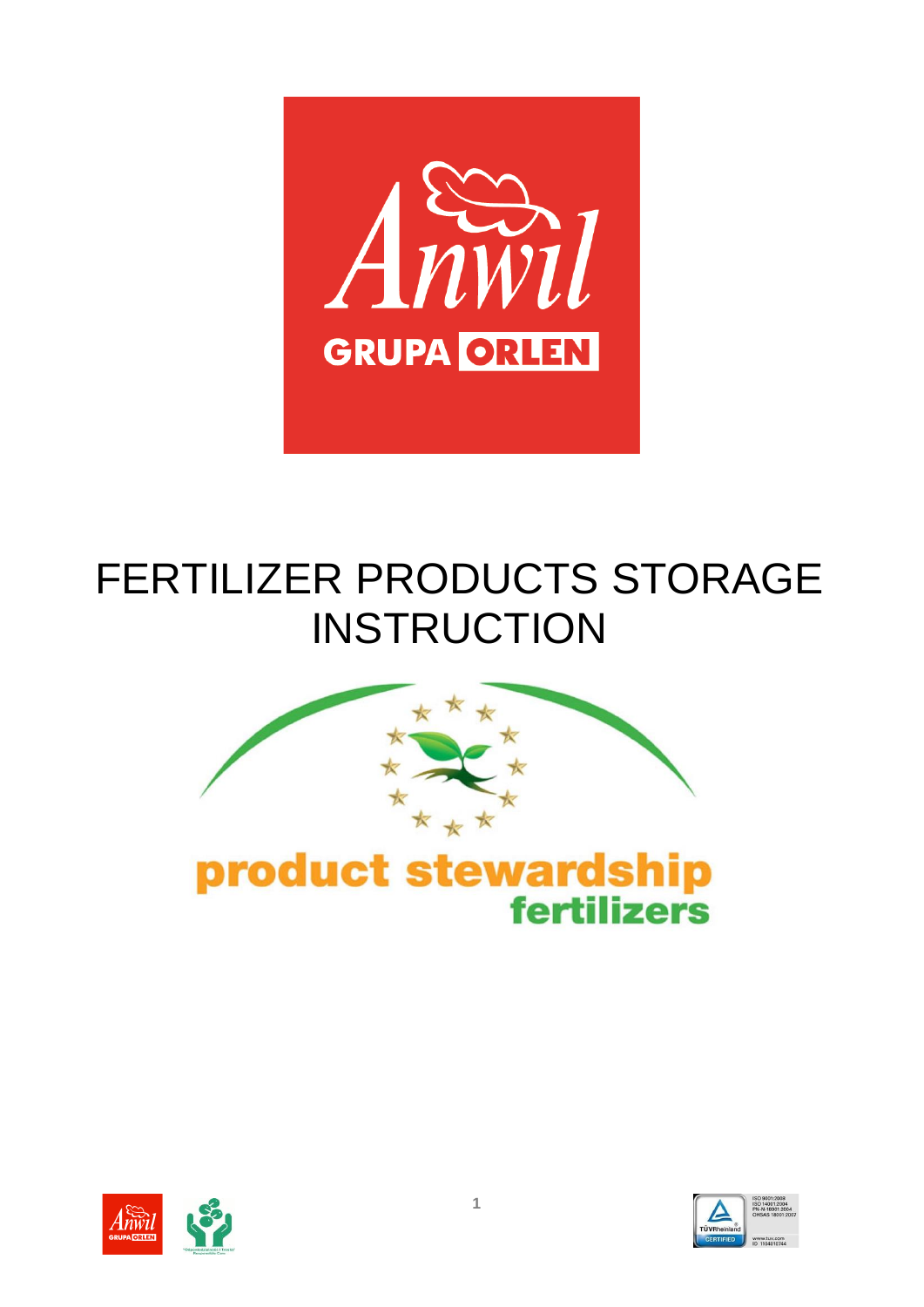# FERTILIZER PRODUCTS STORAGE INSTRUCTION

product stewardship
fertilizers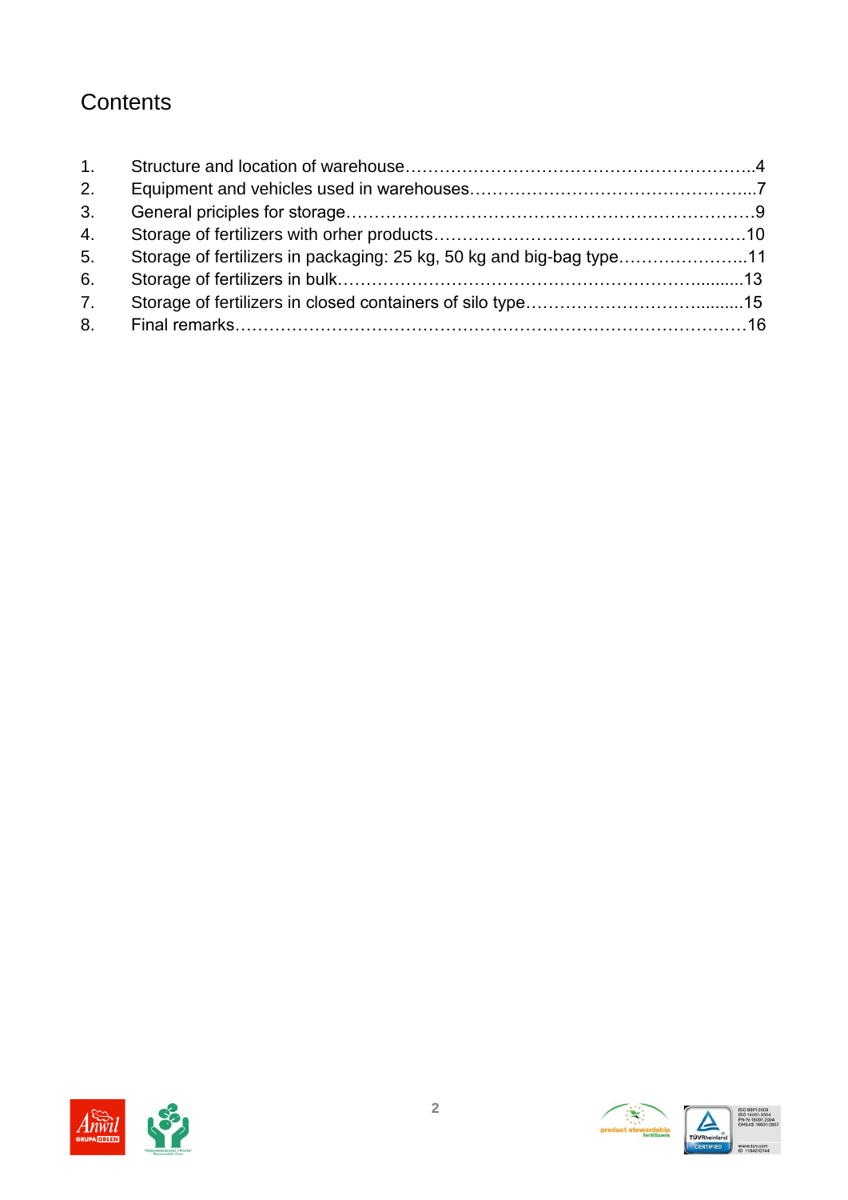# Contents

1. Structure and location of warehouse……………………………………………………..4
2. Equipment and vehicles used in warehouses…………………………………………...7
3. General priciples for storage………………………………………………………………9
4. Storage of fertilizers with orher products………………………………………………10
5. Storage of fertilizers in packaging: 25 kg, 50 kg and big-bag type…………………..11
6. Storage of fertilizers in bulk……………………………………………………..........13
7. Storage of fertilizers in closed containers of silo type………………………….........15
8. Final remarks………………………………………………………………………………16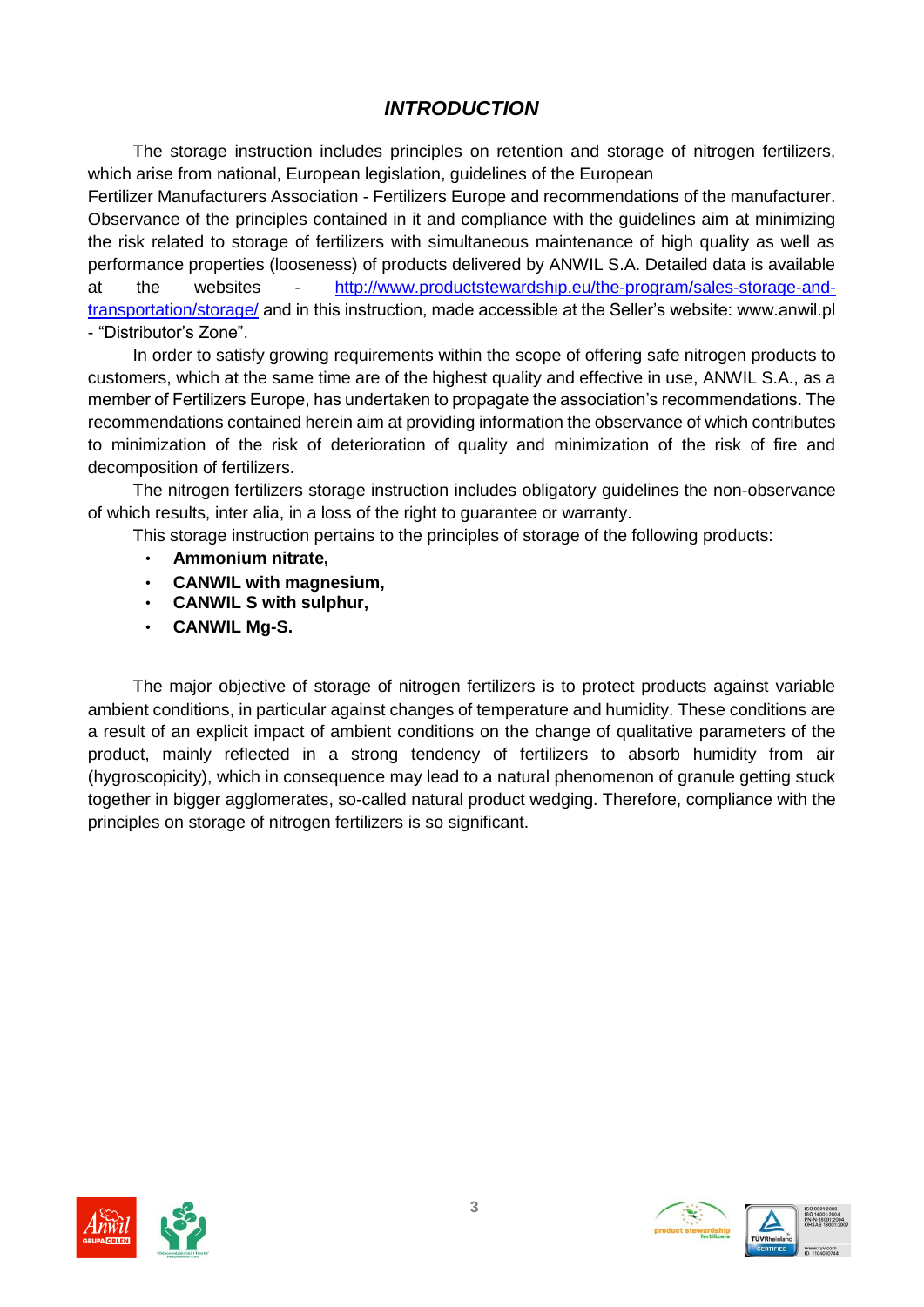## *INTRODUCTION*

The storage instruction includes principles on retention and storage of nitrogen fertilizers, which arise from national, European legislation, guidelines of the European Fertilizer Manufacturers Association - Fertilizers Europe and recommendations of the manufacturer. Observance of the principles contained in it and compliance with the guidelines aim at minimizing the risk related to storage of fertilizers with simultaneous maintenance of high quality as well as performance properties (looseness) of products delivered by ANWIL S.A. Detailed data is available at the websites - [http://www.productstewardship.eu/the-program/sales-storage-and-transportation/storage/](http://www.productstewardship.eu/the-program/sales-storage-and-transportation/storage/) and in this instruction, made accessible at the Seller's website: www.anwil.pl - "Distributor's Zone".

In order to satisfy growing requirements within the scope of offering safe nitrogen products to customers, which at the same time are of the highest quality and effective in use, ANWIL S.A., as a member of Fertilizers Europe, has undertaken to propagate the association's recommendations. The recommendations contained herein aim at providing information the observance of which contributes to minimization of the risk of deterioration of quality and minimization of the risk of fire and decomposition of fertilizers.

The nitrogen fertilizers storage instruction includes obligatory guidelines the non-observance of which results, inter alia, in a loss of the right to guarantee or warranty.

This storage instruction pertains to the principles of storage of the following products:

- **Ammonium nitrate,**
- **CANWIL with magnesium,**
- **CANWIL S with sulphur,**
- **CANWIL Mg-S.**

The major objective of storage of nitrogen fertilizers is to protect products against variable ambient conditions, in particular against changes of temperature and humidity. These conditions are a result of an explicit impact of ambient conditions on the change of qualitative parameters of the product, mainly reflected in a strong tendency of fertilizers to absorb humidity from air (hygroscopicity), which in consequence may lead to a natural phenomenon of granule getting stuck together in bigger agglomerates, so-called natural product wedging. Therefore, compliance with the principles on storage of nitrogen fertilizers is so significant.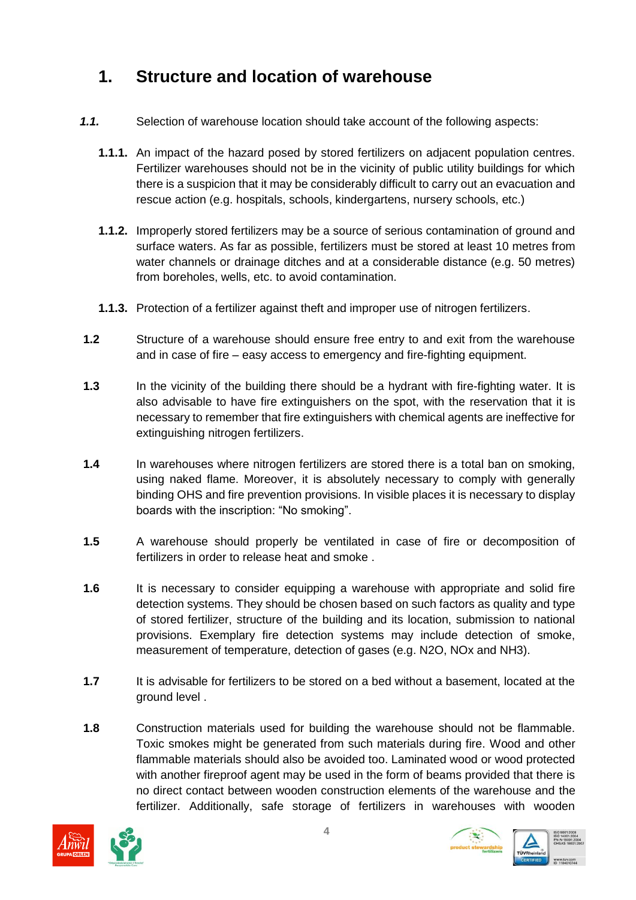# 1. Structure and location of warehouse

***1.1.*** Selection of warehouse location should take account of the following aspects:

**1.1.1.** An impact of the hazard posed by stored fertilizers on adjacent population centres. Fertilizer warehouses should not be in the vicinity of public utility buildings for which there is a suspicion that it may be considerably difficult to carry out an evacuation and rescue action (e.g. hospitals, schools, kindergartens, nursery schools, etc.)

**1.1.2.** Improperly stored fertilizers may be a source of serious contamination of ground and surface waters. As far as possible, fertilizers must be stored at least 10 metres from water channels or drainage ditches and at a considerable distance (e.g. 50 metres) from boreholes, wells, etc. to avoid contamination.

**1.1.3.** Protection of a fertilizer against theft and improper use of nitrogen fertilizers.

**1.2** Structure of a warehouse should ensure free entry to and exit from the warehouse and in case of fire – easy access to emergency and fire-fighting equipment.

**1.3** In the vicinity of the building there should be a hydrant with fire-fighting water. It is also advisable to have fire extinguishers on the spot, with the reservation that it is necessary to remember that fire extinguishers with chemical agents are ineffective for extinguishing nitrogen fertilizers.

**1.4** In warehouses where nitrogen fertilizers are stored there is a total ban on smoking, using naked flame. Moreover, it is absolutely necessary to comply with generally binding OHS and fire prevention provisions. In visible places it is necessary to display boards with the inscription: "No smoking".

**1.5** A warehouse should properly be ventilated in case of fire or decomposition of fertilizers in order to release heat and smoke .

**1.6** It is necessary to consider equipping a warehouse with appropriate and solid fire detection systems. They should be chosen based on such factors as quality and type of stored fertilizer, structure of the building and its location, submission to national provisions. Exemplary fire detection systems may include detection of smoke, measurement of temperature, detection of gases (e.g. $N_2O$, $NO_x$ and $NH_3$).

**1.7** It is advisable for fertilizers to be stored on a bed without a basement, located at the ground level .

**1.8** Construction materials used for building the warehouse should not be flammable. Toxic smokes might be generated from such materials during fire. Wood and other flammable materials should also be avoided too. Laminated wood or wood protected with another fireproof agent may be used in the form of beams provided that there is no direct contact between wooden construction elements of the warehouse and the fertilizer. Additionally, safe storage of fertilizers in warehouses with wooden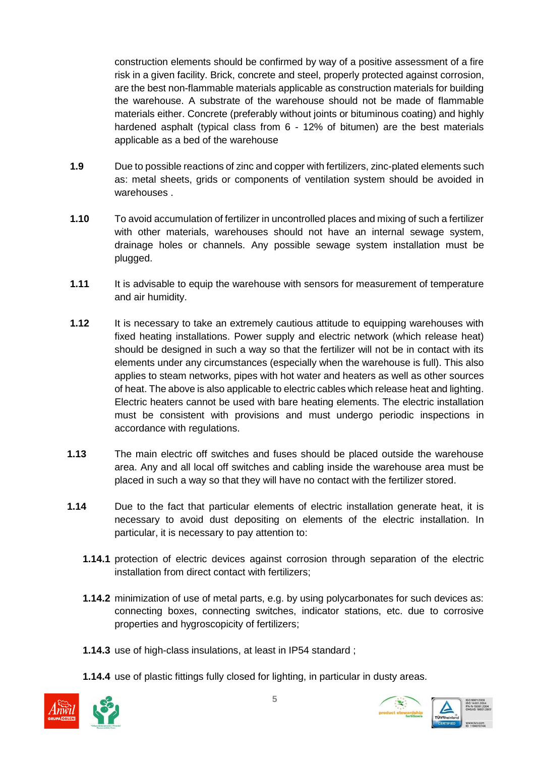construction elements should be confirmed by way of a positive assessment of a fire risk in a given facility. Brick, concrete and steel, properly protected against corrosion, are the best non-flammable materials applicable as construction materials for building the warehouse. A substrate of the warehouse should not be made of flammable materials either. Concrete (preferably without joints or bituminous coating) and highly hardened asphalt (typical class from 6 - 12% of bitumen) are the best materials applicable as a bed of the warehouse

**1.9** Due to possible reactions of zinc and copper with fertilizers, zinc-plated elements such as: metal sheets, grids or components of ventilation system should be avoided in warehouses .

**1.10** To avoid accumulation of fertilizer in uncontrolled places and mixing of such a fertilizer with other materials, warehouses should not have an internal sewage system, drainage holes or channels. Any possible sewage system installation must be plugged.

**1.11** It is advisable to equip the warehouse with sensors for measurement of temperature and air humidity.

**1.12** It is necessary to take an extremely cautious attitude to equipping warehouses with fixed heating installations. Power supply and electric network (which release heat) should be designed in such a way so that the fertilizer will not be in contact with its elements under any circumstances (especially when the warehouse is full). This also applies to steam networks, pipes with hot water and heaters as well as other sources of heat. The above is also applicable to electric cables which release heat and lighting. Electric heaters cannot be used with bare heating elements. The electric installation must be consistent with provisions and must undergo periodic inspections in accordance with regulations.

**1.13** The main electric off switches and fuses should be placed outside the warehouse area. Any and all local off switches and cabling inside the warehouse area must be placed in such a way so that they will have no contact with the fertilizer stored.

**1.14** Due to the fact that particular elements of electric installation generate heat, it is necessary to avoid dust depositing on elements of the electric installation. In particular, it is necessary to pay attention to:

**1.14.1** protection of electric devices against corrosion through separation of the electric installation from direct contact with fertilizers;

**1.14.2** minimization of use of metal parts, e.g. by using polycarbonates for such devices as: connecting boxes, connecting switches, indicator stations, etc. due to corrosive properties and hygroscopicity of fertilizers;

**1.14.3** use of high-class insulations, at least in IP54 standard ;

**1.14.4** use of plastic fittings fully closed for lighting, in particular in dusty areas.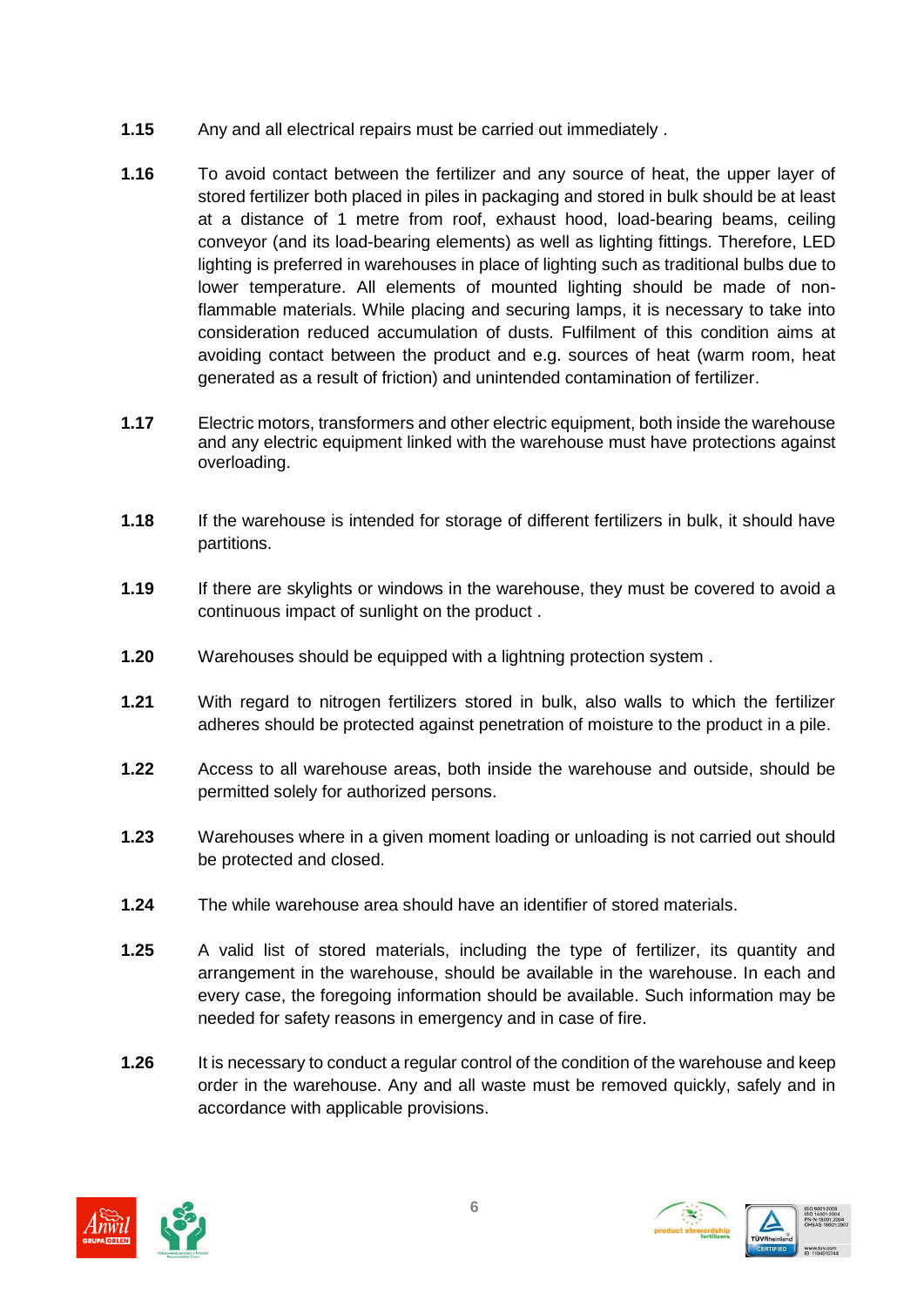**1.15** Any and all electrical repairs must be carried out immediately .

**1.16** To avoid contact between the fertilizer and any source of heat, the upper layer of stored fertilizer both placed in piles in packaging and stored in bulk should be at least at a distance of 1 metre from roof, exhaust hood, load-bearing beams, ceiling conveyor (and its load-bearing elements) as well as lighting fittings. Therefore, LED lighting is preferred in warehouses in place of lighting such as traditional bulbs due to lower temperature. All elements of mounted lighting should be made of non-flammable materials. While placing and securing lamps, it is necessary to take into consideration reduced accumulation of dusts. Fulfilment of this condition aims at avoiding contact between the product and e.g. sources of heat (warm room, heat generated as a result of friction) and unintended contamination of fertilizer.

**1.17** Electric motors, transformers and other electric equipment, both inside the warehouse and any electric equipment linked with the warehouse must have protections against overloading.

**1.18** If the warehouse is intended for storage of different fertilizers in bulk, it should have partitions.

**1.19** If there are skylights or windows in the warehouse, they must be covered to avoid a continuous impact of sunlight on the product .

**1.20** Warehouses should be equipped with a lightning protection system .

**1.21** With regard to nitrogen fertilizers stored in bulk, also walls to which the fertilizer adheres should be protected against penetration of moisture to the product in a pile.

**1.22** Access to all warehouse areas, both inside the warehouse and outside, should be permitted solely for authorized persons.

**1.23** Warehouses where in a given moment loading or unloading is not carried out should be protected and closed.

**1.24** The while warehouse area should have an identifier of stored materials.

**1.25** A valid list of stored materials, including the type of fertilizer, its quantity and arrangement in the warehouse, should be available in the warehouse. In each and every case, the foregoing information should be available. Such information may be needed for safety reasons in emergency and in case of fire.

**1.26** It is necessary to conduct a regular control of the condition of the warehouse and keep order in the warehouse. Any and all waste must be removed quickly, safely and in accordance with applicable provisions.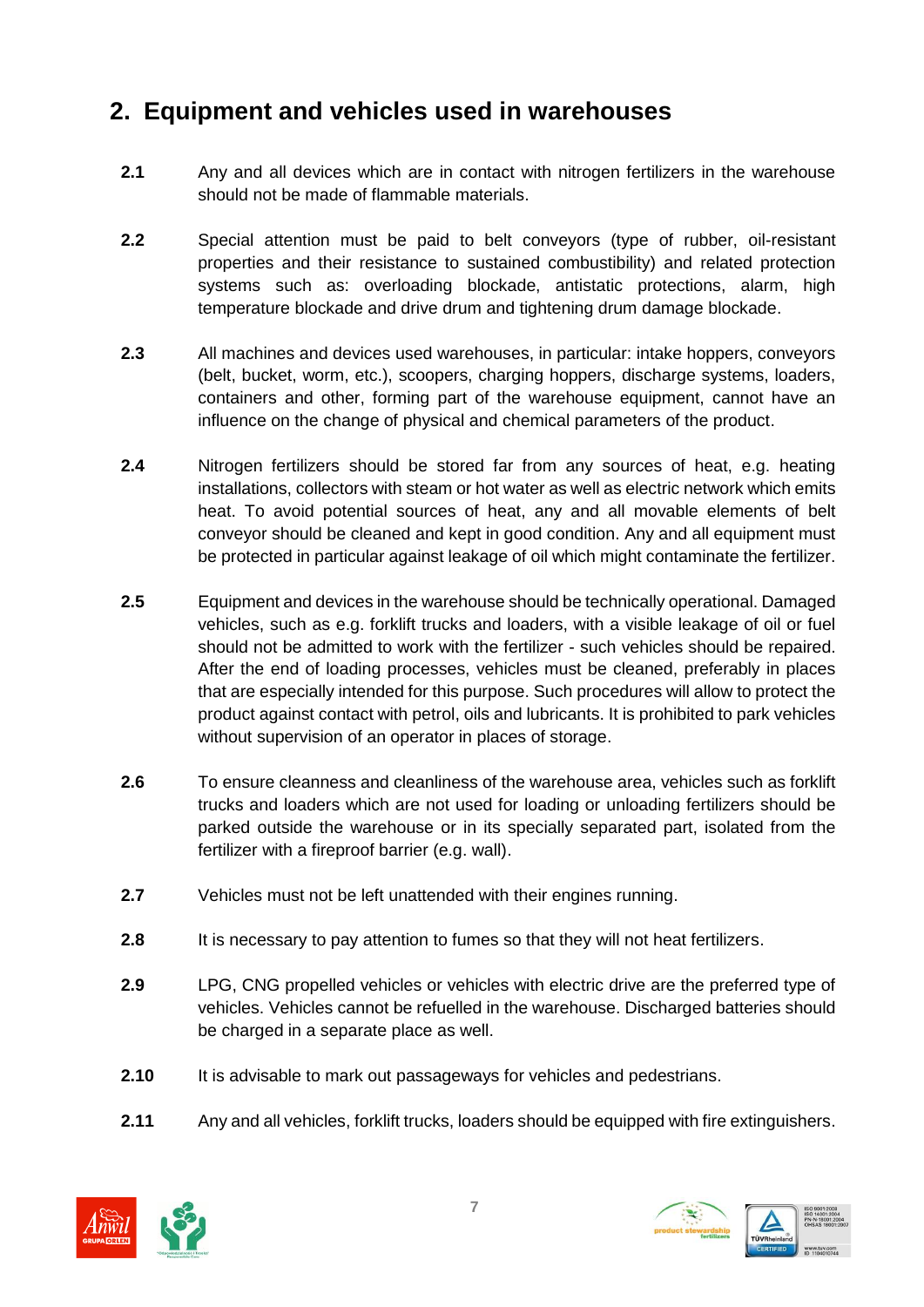## 2. Equipment and vehicles used in warehouses

**2.1** Any and all devices which are in contact with nitrogen fertilizers in the warehouse should not be made of flammable materials.

**2.2** Special attention must be paid to belt conveyors (type of rubber, oil-resistant properties and their resistance to sustained combustibility) and related protection systems such as: overloading blockade, antistatic protections, alarm, high temperature blockade and drive drum and tightening drum damage blockade.

**2.3** All machines and devices used warehouses, in particular: intake hoppers, conveyors (belt, bucket, worm, etc.), scoopers, charging hoppers, discharge systems, loaders, containers and other, forming part of the warehouse equipment, cannot have an influence on the change of physical and chemical parameters of the product.

**2.4** Nitrogen fertilizers should be stored far from any sources of heat, e.g. heating installations, collectors with steam or hot water as well as electric network which emits heat. To avoid potential sources of heat, any and all movable elements of belt conveyor should be cleaned and kept in good condition. Any and all equipment must be protected in particular against leakage of oil which might contaminate the fertilizer.

**2.5** Equipment and devices in the warehouse should be technically operational. Damaged vehicles, such as e.g. forklift trucks and loaders, with a visible leakage of oil or fuel should not be admitted to work with the fertilizer - such vehicles should be repaired. After the end of loading processes, vehicles must be cleaned, preferably in places that are especially intended for this purpose. Such procedures will allow to protect the product against contact with petrol, oils and lubricants. It is prohibited to park vehicles without supervision of an operator in places of storage.

**2.6** To ensure cleanness and cleanliness of the warehouse area, vehicles such as forklift trucks and loaders which are not used for loading or unloading fertilizers should be parked outside the warehouse or in its specially separated part, isolated from the fertilizer with a fireproof barrier (e.g. wall).

**2.7** Vehicles must not be left unattended with their engines running.

**2.8** It is necessary to pay attention to fumes so that they will not heat fertilizers.

**2.9** LPG, CNG propelled vehicles or vehicles with electric drive are the preferred type of vehicles. Vehicles cannot be refuelled in the warehouse. Discharged batteries should be charged in a separate place as well.

**2.10** It is advisable to mark out passageways for vehicles and pedestrians.

**2.11** Any and all vehicles, forklift trucks, loaders should be equipped with fire extinguishers.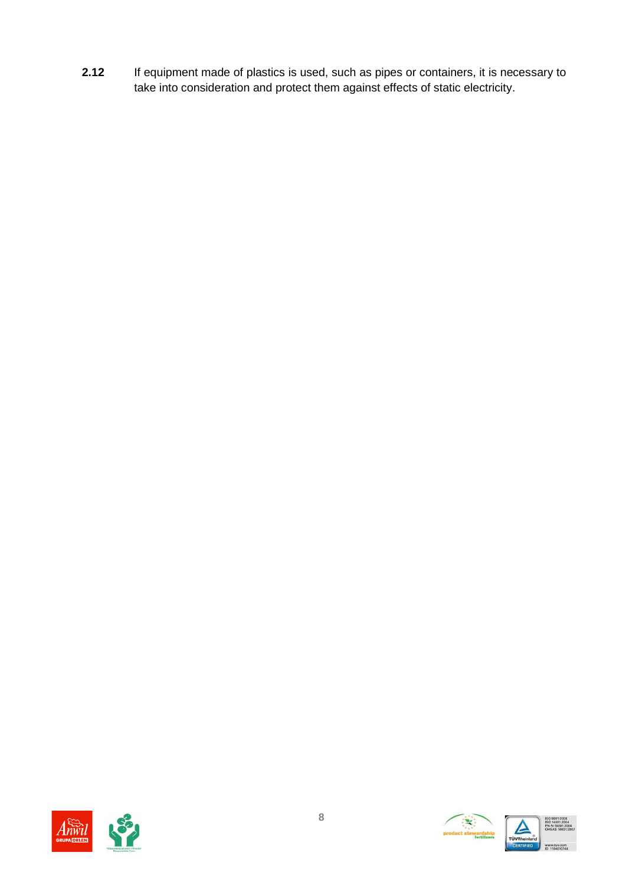**2.12** If equipment made of plastics is used, such as pipes or containers, it is necessary to take into consideration and protect them against effects of static electricity.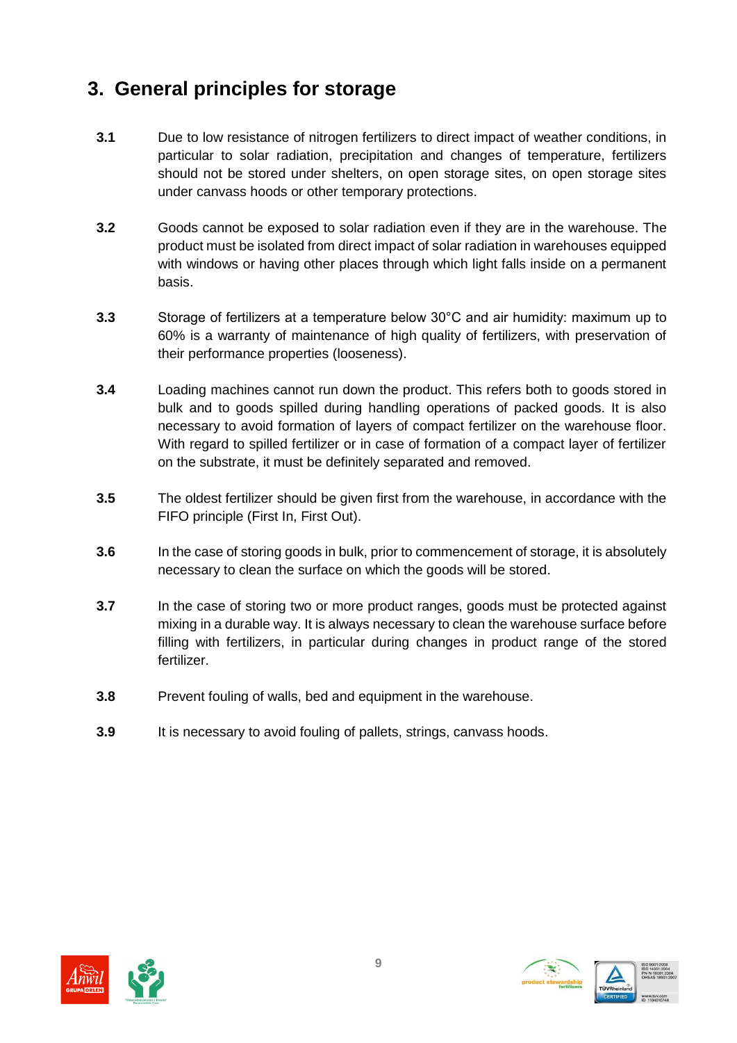## 3. General principles for storage

**3.1** Due to low resistance of nitrogen fertilizers to direct impact of weather conditions, in particular to solar radiation, precipitation and changes of temperature, fertilizers should not be stored under shelters, on open storage sites, on open storage sites under canvass hoods or other temporary protections.

**3.2** Goods cannot be exposed to solar radiation even if they are in the warehouse. The product must be isolated from direct impact of solar radiation in warehouses equipped with windows or having other places through which light falls inside on a permanent basis.

**3.3** Storage of fertilizers at a temperature below 30°C and air humidity: maximum up to 60% is a warranty of maintenance of high quality of fertilizers, with preservation of their performance properties (looseness).

**3.4** Loading machines cannot run down the product. This refers both to goods stored in bulk and to goods spilled during handling operations of packed goods. It is also necessary to avoid formation of layers of compact fertilizer on the warehouse floor. With regard to spilled fertilizer or in case of formation of a compact layer of fertilizer on the substrate, it must be definitely separated and removed.

**3.5** The oldest fertilizer should be given first from the warehouse, in accordance with the FIFO principle (First In, First Out).

**3.6** In the case of storing goods in bulk, prior to commencement of storage, it is absolutely necessary to clean the surface on which the goods will be stored.

**3.7** In the case of storing two or more product ranges, goods must be protected against mixing in a durable way. It is always necessary to clean the warehouse surface before filling with fertilizers, in particular during changes in product range of the stored fertilizer.

**3.8** Prevent fouling of walls, bed and equipment in the warehouse.

**3.9** It is necessary to avoid fouling of pallets, strings, canvass hoods.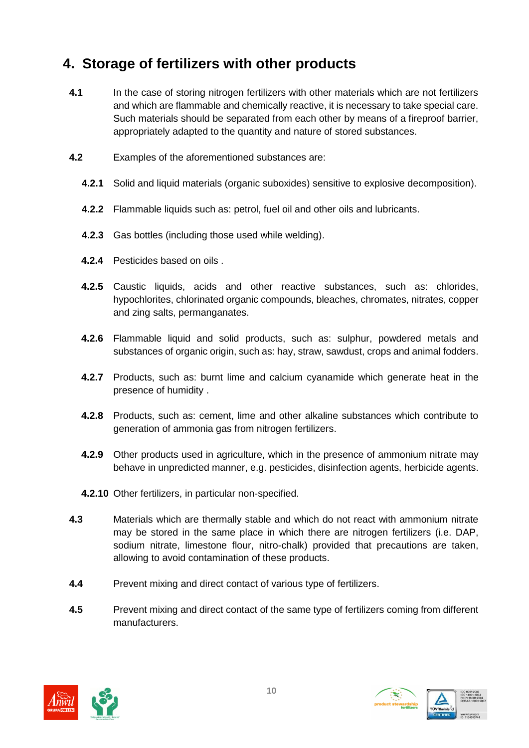## 4. Storage of fertilizers with other products

**4.1** In the case of storing nitrogen fertilizers with other materials which are not fertilizers and which are flammable and chemically reactive, it is necessary to take special care. Such materials should be separated from each other by means of a fireproof barrier, appropriately adapted to the quantity and nature of stored substances.

**4.2** Examples of the aforementioned substances are:

**4.2.1** Solid and liquid materials (organic suboxides) sensitive to explosive decomposition).

**4.2.2** Flammable liquids such as: petrol, fuel oil and other oils and lubricants.

**4.2.3** Gas bottles (including those used while welding).

**4.2.4** Pesticides based on oils .

**4.2.5** Caustic liquids, acids and other reactive substances, such as: chlorides, hypochlorites, chlorinated organic compounds, bleaches, chromates, nitrates, copper and zing salts, permanganates.

**4.2.6** Flammable liquid and solid products, such as: sulphur, powdered metals and substances of organic origin, such as: hay, straw, sawdust, crops and animal fodders.

**4.2.7** Products, such as: burnt lime and calcium cyanamide which generate heat in the presence of humidity .

**4.2.8** Products, such as: cement, lime and other alkaline substances which contribute to generation of ammonia gas from nitrogen fertilizers.

**4.2.9** Other products used in agriculture, which in the presence of ammonium nitrate may behave in unpredicted manner, e.g. pesticides, disinfection agents, herbicide agents.

**4.2.10** Other fertilizers, in particular non-specified.

**4.3** Materials which are thermally stable and which do not react with ammonium nitrate may be stored in the same place in which there are nitrogen fertilizers (i.e. DAP, sodium nitrate, limestone flour, nitro-chalk) provided that precautions are taken, allowing to avoid contamination of these products.

**4.4** Prevent mixing and direct contact of various type of fertilizers.

**4.5** Prevent mixing and direct contact of the same type of fertilizers coming from different manufacturers.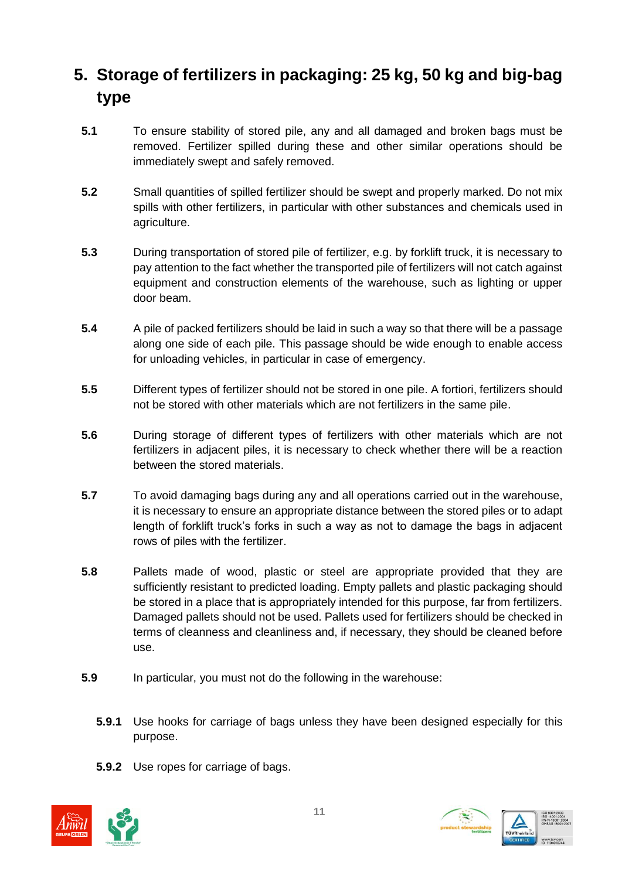# 5. Storage of fertilizers in packaging: 25 kg, 50 kg and big-bag type

**5.1** To ensure stability of stored pile, any and all damaged and broken bags must be removed. Fertilizer spilled during these and other similar operations should be immediately swept and safely removed.

**5.2** Small quantities of spilled fertilizer should be swept and properly marked. Do not mix spills with other fertilizers, in particular with other substances and chemicals used in agriculture.

**5.3** During transportation of stored pile of fertilizer, e.g. by forklift truck, it is necessary to pay attention to the fact whether the transported pile of fertilizers will not catch against equipment and construction elements of the warehouse, such as lighting or upper door beam.

**5.4** A pile of packed fertilizers should be laid in such a way so that there will be a passage along one side of each pile. This passage should be wide enough to enable access for unloading vehicles, in particular in case of emergency.

**5.5** Different types of fertilizer should not be stored in one pile. A fortiori, fertilizers should not be stored with other materials which are not fertilizers in the same pile.

**5.6** During storage of different types of fertilizers with other materials which are not fertilizers in adjacent piles, it is necessary to check whether there will be a reaction between the stored materials.

**5.7** To avoid damaging bags during any and all operations carried out in the warehouse, it is necessary to ensure an appropriate distance between the stored piles or to adapt length of forklift truck's forks in such a way as not to damage the bags in adjacent rows of piles with the fertilizer.

**5.8** Pallets made of wood, plastic or steel are appropriate provided that they are sufficiently resistant to predicted loading. Empty pallets and plastic packaging should be stored in a place that is appropriately intended for this purpose, far from fertilizers. Damaged pallets should not be used. Pallets used for fertilizers should be checked in terms of cleanness and cleanliness and, if necessary, they should be cleaned before use.

**5.9** In particular, you must not do the following in the warehouse:

**5.9.1** Use hooks for carriage of bags unless they have been designed especially for this purpose.

**5.9.2** Use ropes for carriage of bags.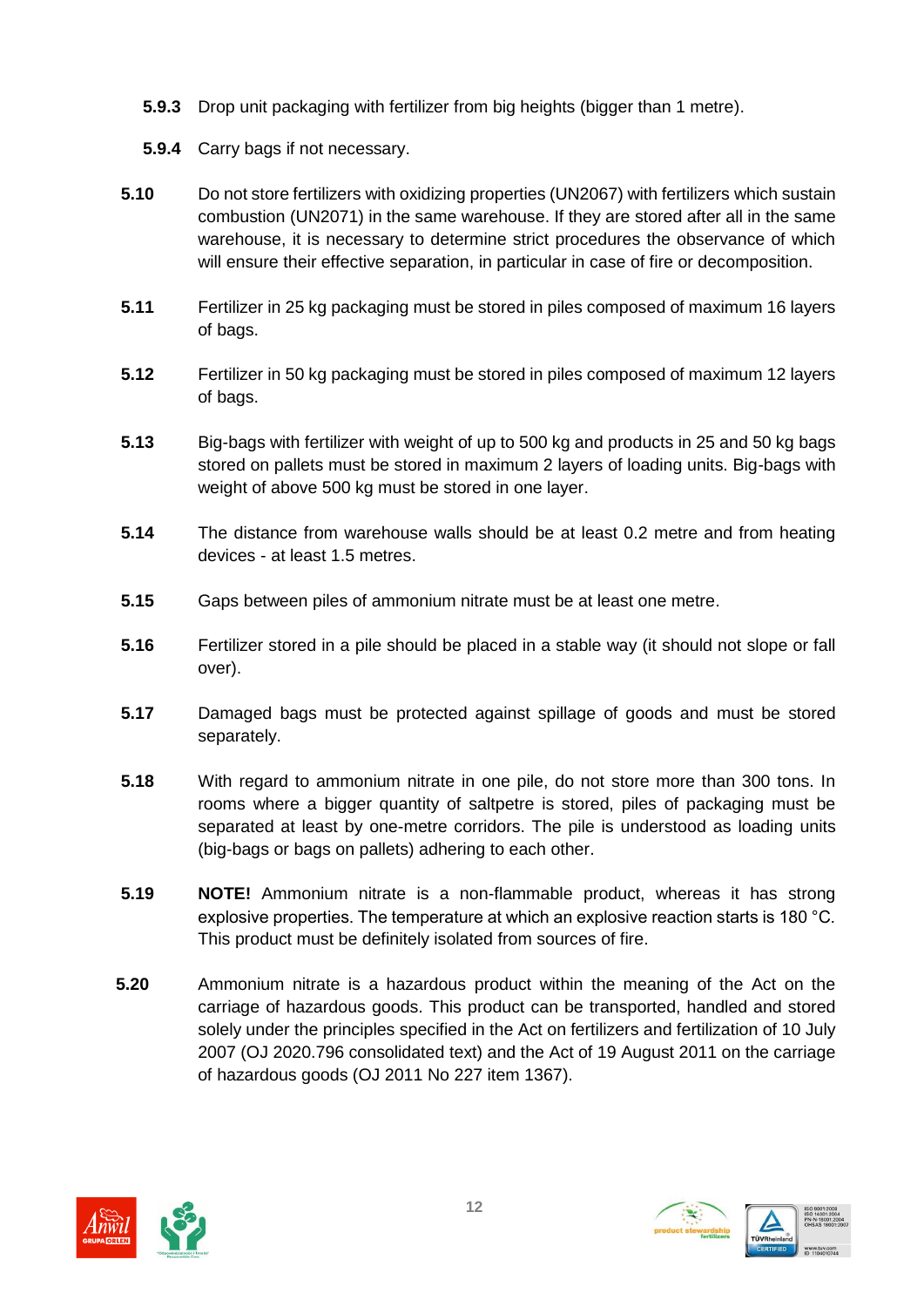**5.9.3** Drop unit packaging with fertilizer from big heights (bigger than 1 metre).

**5.9.4** Carry bags if not necessary.

**5.10** Do not store fertilizers with oxidizing properties (UN2067) with fertilizers which sustain combustion (UN2071) in the same warehouse. If they are stored after all in the same warehouse, it is necessary to determine strict procedures the observance of which will ensure their effective separation, in particular in case of fire or decomposition.

**5.11** Fertilizer in 25 kg packaging must be stored in piles composed of maximum 16 layers of bags.

**5.12** Fertilizer in 50 kg packaging must be stored in piles composed of maximum 12 layers of bags.

**5.13** Big-bags with fertilizer with weight of up to 500 kg and products in 25 and 50 kg bags stored on pallets must be stored in maximum 2 layers of loading units. Big-bags with weight of above 500 kg must be stored in one layer.

**5.14** The distance from warehouse walls should be at least 0.2 metre and from heating devices - at least 1.5 metres.

**5.15** Gaps between piles of ammonium nitrate must be at least one metre.

**5.16** Fertilizer stored in a pile should be placed in a stable way (it should not slope or fall over).

**5.17** Damaged bags must be protected against spillage of goods and must be stored separately.

**5.18** With regard to ammonium nitrate in one pile, do not store more than 300 tons. In rooms where a bigger quantity of saltpetre is stored, piles of packaging must be separated at least by one-metre corridors. The pile is understood as loading units (big-bags or bags on pallets) adhering to each other.

**5.19** **NOTE!** Ammonium nitrate is a non-flammable product, whereas it has strong explosive properties. The temperature at which an explosive reaction starts is 180 °C. This product must be definitely isolated from sources of fire.

**5.20** Ammonium nitrate is a hazardous product within the meaning of the Act on the carriage of hazardous goods. This product can be transported, handled and stored solely under the principles specified in the Act on fertilizers and fertilization of 10 July 2007 (OJ 2020.796 consolidated text) and the Act of 19 August 2011 on the carriage of hazardous goods (OJ 2011 No 227 item 1367).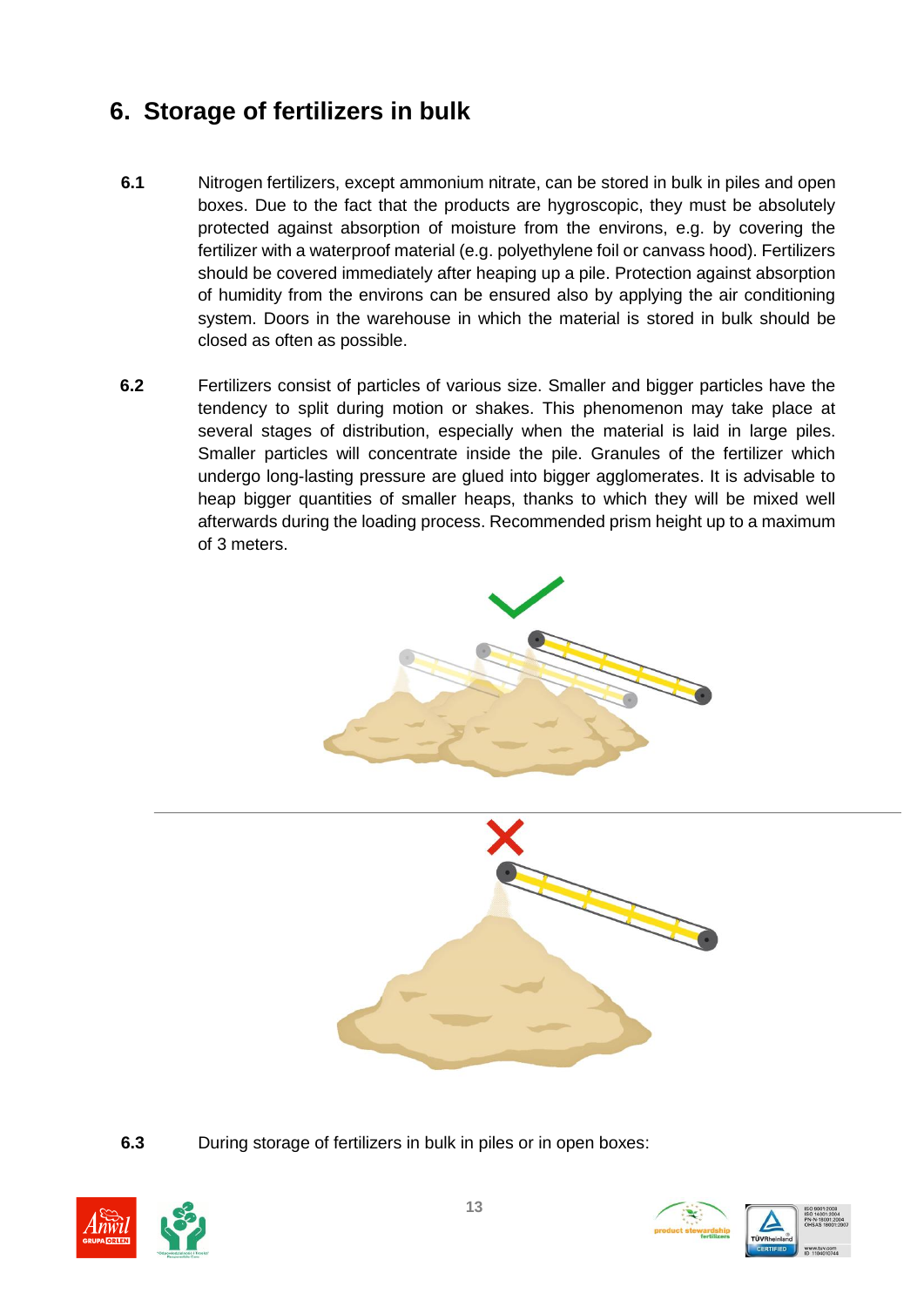## 6. Storage of fertilizers in bulk

**6.1** Nitrogen fertilizers, except ammonium nitrate, can be stored in bulk in piles and open boxes. Due to the fact that the products are hygroscopic, they must be absolutely protected against absorption of moisture from the environs, e.g. by covering the fertilizer with a waterproof material (e.g. polyethylene foil or canvass hood). Fertilizers should be covered immediately after heaping up a pile. Protection against absorption of humidity from the environs can be ensured also by applying the air conditioning system. Doors in the warehouse in which the material is stored in bulk should be closed as often as possible.

**6.2** Fertilizers consist of particles of various size. Smaller and bigger particles have the tendency to split during motion or shakes. This phenomenon may take place at several stages of distribution, especially when the material is laid in large piles. Smaller particles will concentrate inside the pile. Granules of the fertilizer which undergo long-lasting pressure are glued into bigger agglomerates. It is advisable to heap bigger quantities of smaller heaps, thanks to which they will be mixed well afterwards during the loading process. Recommended prism height up to a maximum of 3 meters.

**6.3** During storage of fertilizers in bulk in piles or in open boxes: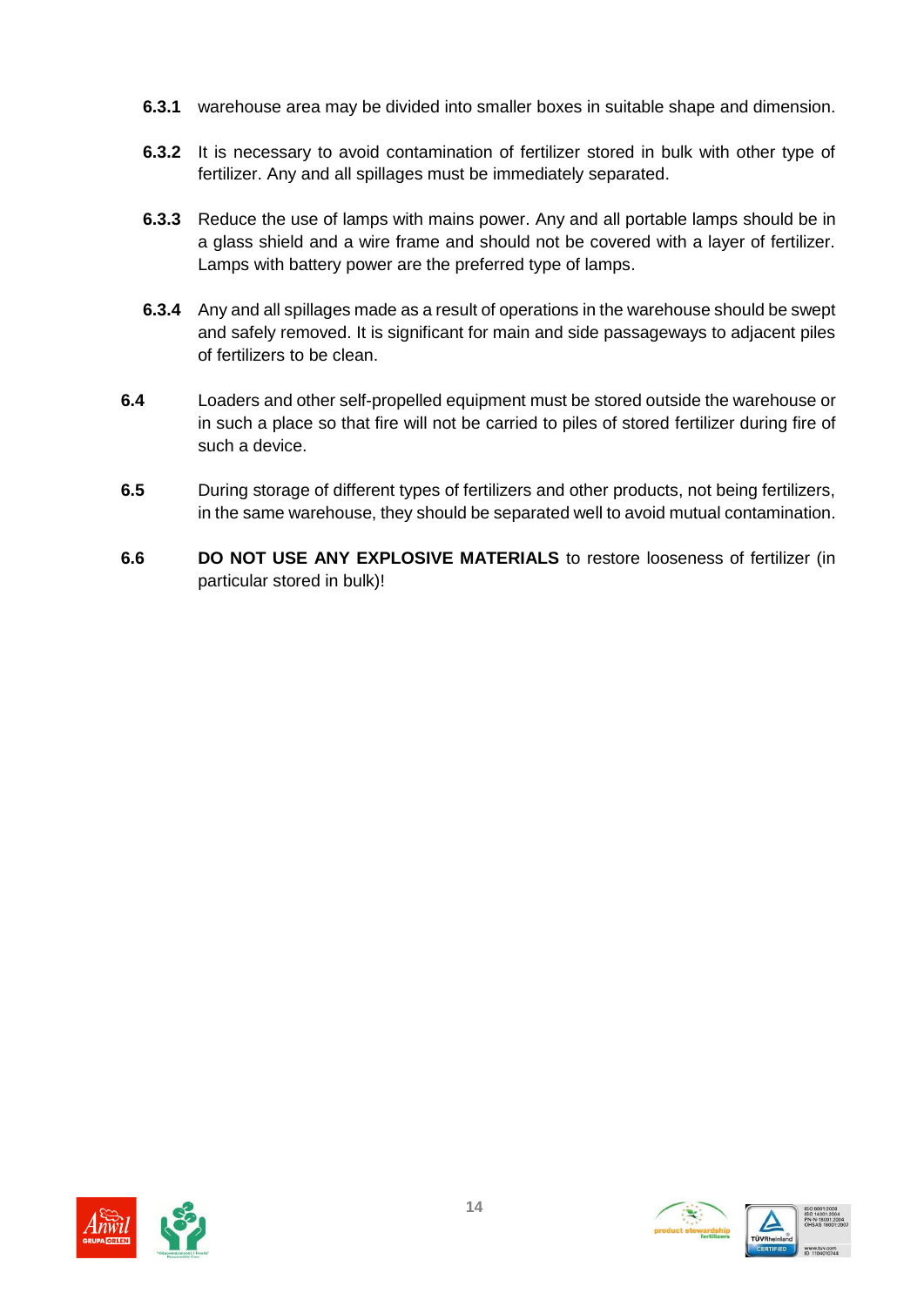**6.3.1** warehouse area may be divided into smaller boxes in suitable shape and dimension.

**6.3.2** It is necessary to avoid contamination of fertilizer stored in bulk with other type of fertilizer. Any and all spillages must be immediately separated.

**6.3.3** Reduce the use of lamps with mains power. Any and all portable lamps should be in a glass shield and a wire frame and should not be covered with a layer of fertilizer. Lamps with battery power are the preferred type of lamps.

**6.3.4** Any and all spillages made as a result of operations in the warehouse should be swept and safely removed. It is significant for main and side passageways to adjacent piles of fertilizers to be clean.

**6.4** Loaders and other self-propelled equipment must be stored outside the warehouse or in such a place so that fire will not be carried to piles of stored fertilizer during fire of such a device.

**6.5** During storage of different types of fertilizers and other products, not being fertilizers, in the same warehouse, they should be separated well to avoid mutual contamination.

**6.6** **DO NOT USE ANY EXPLOSIVE MATERIALS** to restore looseness of fertilizer (in particular stored in bulk)!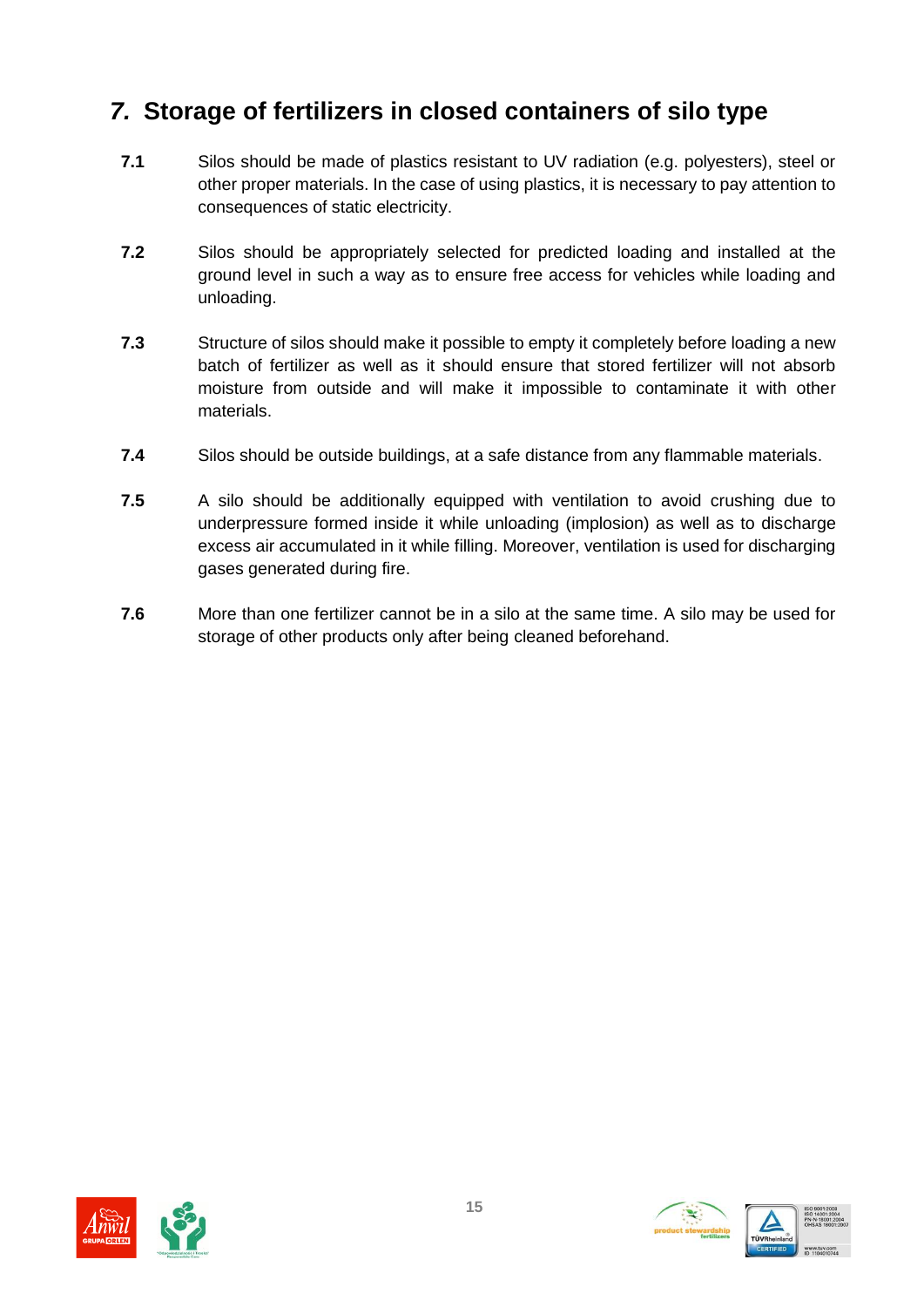## 7. Storage of fertilizers in closed containers of silo type

**7.1** Silos should be made of plastics resistant to UV radiation (e.g. polyesters), steel or other proper materials. In the case of using plastics, it is necessary to pay attention to consequences of static electricity.

**7.2** Silos should be appropriately selected for predicted loading and installed at the ground level in such a way as to ensure free access for vehicles while loading and unloading.

**7.3** Structure of silos should make it possible to empty it completely before loading a new batch of fertilizer as well as it should ensure that stored fertilizer will not absorb moisture from outside and will make it impossible to contaminate it with other materials.

**7.4** Silos should be outside buildings, at a safe distance from any flammable materials.

**7.5** A silo should be additionally equipped with ventilation to avoid crushing due to underpressure formed inside it while unloading (implosion) as well as to discharge excess air accumulated in it while filling. Moreover, ventilation is used for discharging gases generated during fire.

**7.6** More than one fertilizer cannot be in a silo at the same time. A silo may be used for storage of other products only after being cleaned beforehand.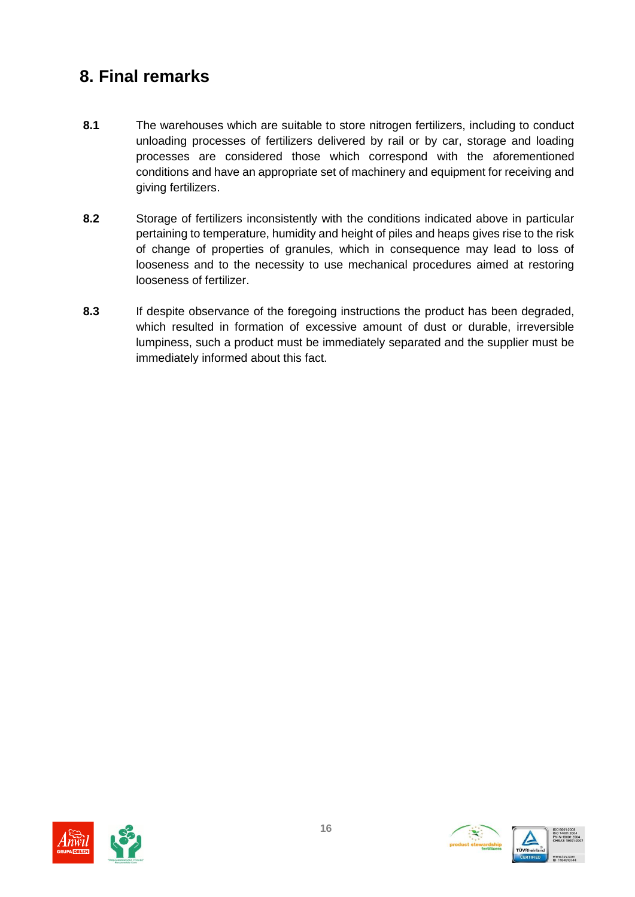## 8. Final remarks

**8.1** The warehouses which are suitable to store nitrogen fertilizers, including to conduct unloading processes of fertilizers delivered by rail or by car, storage and loading processes are considered those which correspond with the aforementioned conditions and have an appropriate set of machinery and equipment for receiving and giving fertilizers.

**8.2** Storage of fertilizers inconsistently with the conditions indicated above in particular pertaining to temperature, humidity and height of piles and heaps gives rise to the risk of change of properties of granules, which in consequence may lead to loss of looseness and to the necessity to use mechanical procedures aimed at restoring looseness of fertilizer.

**8.3** If despite observance of the foregoing instructions the product has been degraded, which resulted in formation of excessive amount of dust or durable, irreversible lumpiness, such a product must be immediately separated and the supplier must be immediately informed about this fact.